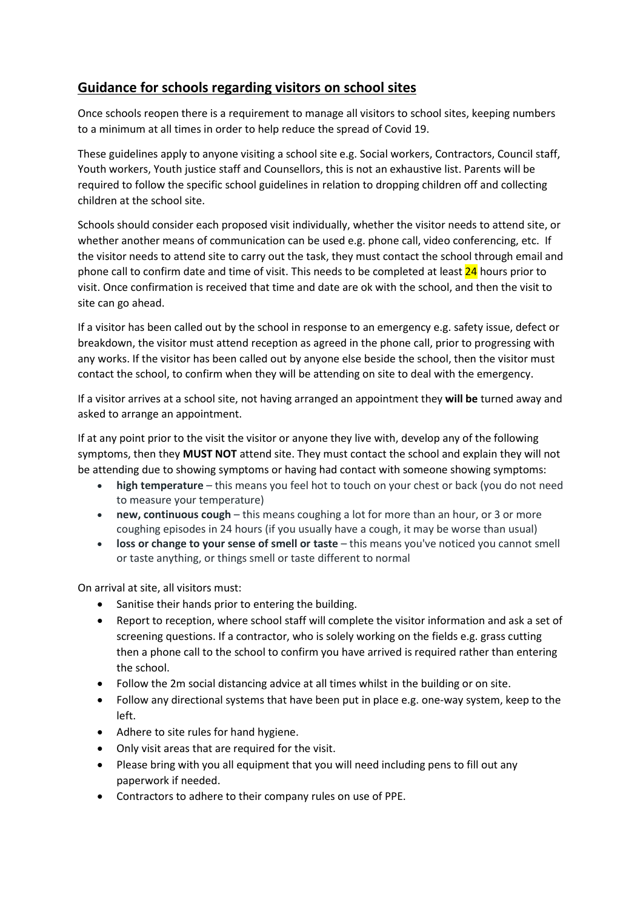## Guidance for schools regarding visitors on school sites

Once schools reopen there is a requirement to manage all visitors to school sites, keeping numbers to a minimum at all times in order to help reduce the spread of Covid 19.

These guidelines apply to anyone visiting a school site e.g. Social workers, Contractors, Council staff, Youth workers, Youth justice staff and Counsellors, this is not an exhaustive list. Parents will be required to follow the specific school guidelines in relation to dropping children off and collecting children at the school site.

Schools should consider each proposed visit individually, whether the visitor needs to attend site, or whether another means of communication can be used e.g. phone call, video conferencing, etc. If the visitor needs to attend site to carry out the task, they must contact the school through email and phone call to confirm date and time of visit. This needs to be completed at least 24 hours prior to visit. Once confirmation is received that time and date are ok with the school, and then the visit to site can go ahead.

If a visitor has been called out by the school in response to an emergency e.g. safety issue, defect or breakdown, the visitor must attend reception as agreed in the phone call, prior to progressing with any works. If the visitor has been called out by anyone else beside the school, then the visitor must contact the school, to confirm when they will be attending on site to deal with the emergency.

If a visitor arrives at a school site, not having arranged an appointment they **will be** turned away and asked to arrange an appointment.

If at any point prior to the visit the visitor or anyone they live with, develop any of the following symptoms, then they **MUST NOT** attend site. They must contact the school and explain they will not be attending due to showing symptoms or having had contact with someone showing symptoms:

- **high temperature** – this means you feel hot to touch on your chest or back (you do not need to measure your temperature)
- **new, continuous cough** – this means coughing a lot for more than an hour, or 3 or more coughing episodes in 24 hours (if you usually have a cough, it may be worse than usual)
- **loss or change to your sense of smell or taste** – this means you've noticed you cannot smell or taste anything, or things smell or taste different to normal

On arrival at site, all visitors must:

- Sanitise their hands prior to entering the building.
- Report to reception, where school staff will complete the visitor information and ask a set of screening questions. If a contractor, who is solely working on the fields e.g. grass cutting then a phone call to the school to confirm you have arrived is required rather than entering the school.
- Follow the 2m social distancing advice at all times whilst in the building or on site.
- Follow any directional systems that have been put in place e.g. one-way system, keep to the left.
- Adhere to site rules for hand hygiene.
- Only visit areas that are required for the visit.
- Please bring with you all equipment that you will need including pens to fill out any paperwork if needed.
- Contractors to adhere to their company rules on use of PPE.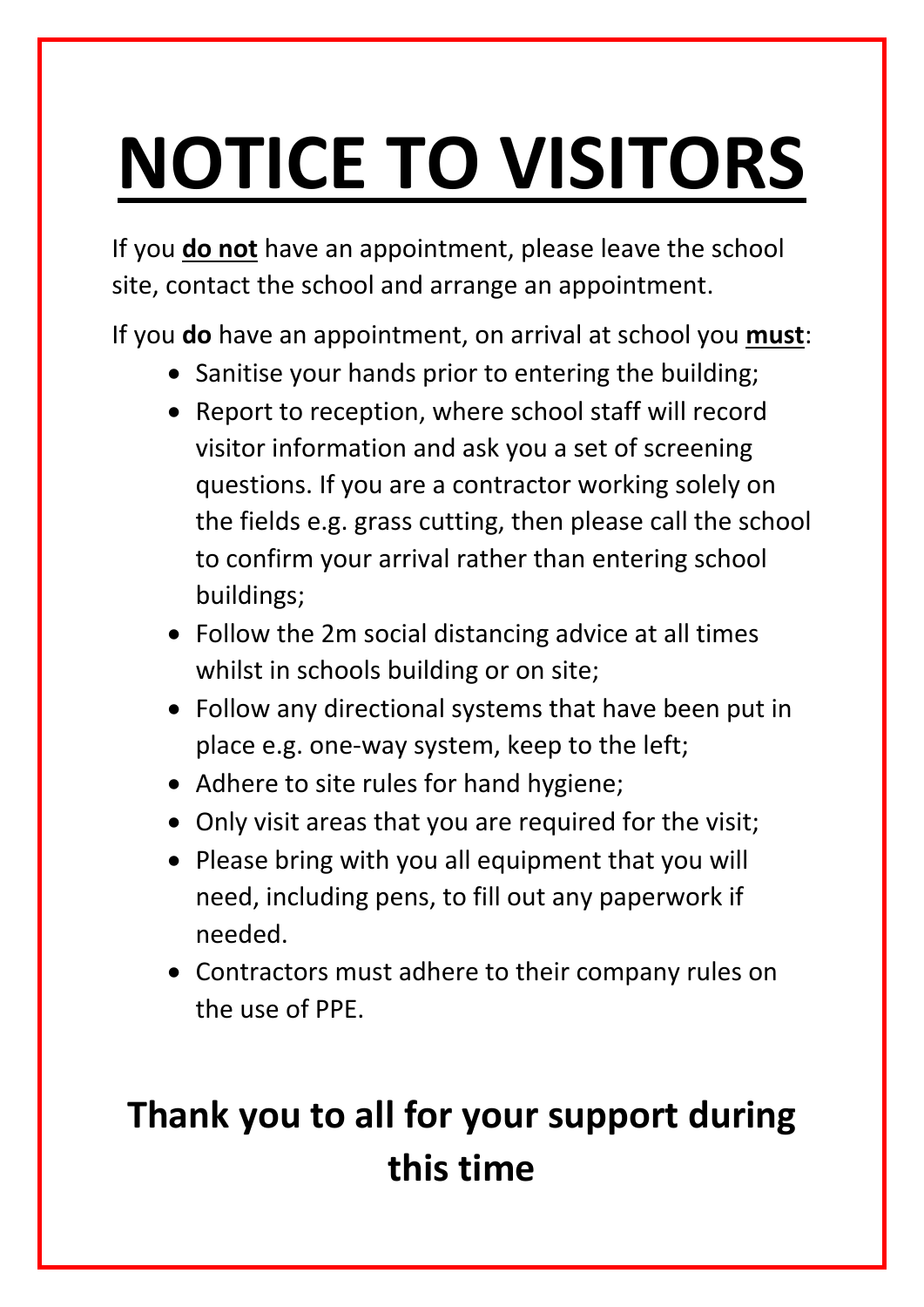# NOTICE TO VISITORS

If you **do not** have an appointment, please leave the school site, contact the school and arrange an appointment.

If you **do** have an appointment, on arrival at school you **must**:

- Sanitise your hands prior to entering the building;
- Report to reception, where school staff will record visitor information and ask you a set of screening questions. If you are a contractor working solely on the fields e.g. grass cutting, then please call the school to confirm your arrival rather than entering school buildings;
- Follow the 2m social distancing advice at all times whilst in schools building or on site;
- Follow any directional systems that have been put in place e.g. one-way system, keep to the left;
- Adhere to site rules for hand hygiene;
- Only visit areas that you are required for the visit;
- Please bring with you all equipment that you will need, including pens, to fill out any paperwork if needed.
- Contractors must adhere to their company rules on the use of PPE.

## Thank you to all for your support during this time